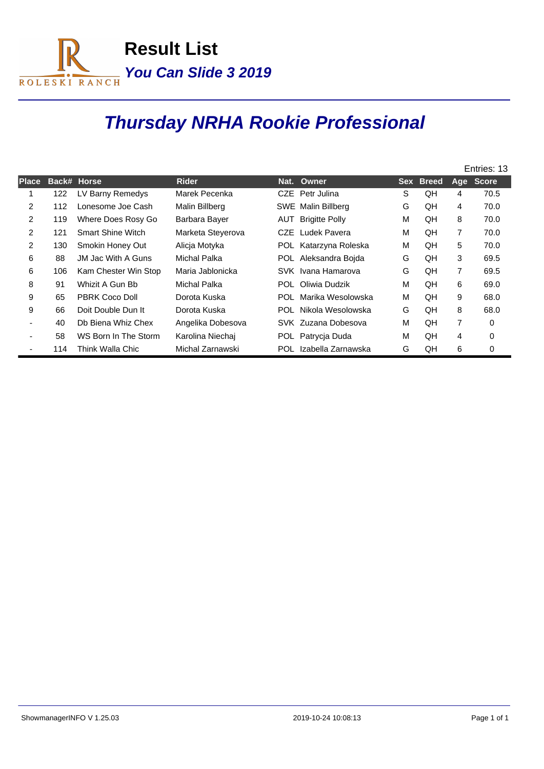# Result List

## *You Can Slide 3 2019*

# *Thursday NRHA Rookie Professional*

Entries: 13

| Place | Back# | Horse | Rider | Nat. | Owner | Sex | Breed | Age | Score |
|---|---|---|---|---|---|---|---|---|---|
| 1 | 122 | LV Barny Remedys | Marek Pecenka | CZE | Petr Julina | S | QH | 4 | 70.5 |
| 2 | 112 | Lonesome Joe Cash | Malin Billberg | SWE | Malin Billberg | G | QH | 4 | 70.0 |
| 2 | 119 | Where Does Rosy Go | Barbara Bayer | AUT | Brigitte Polly | M | QH | 8 | 70.0 |
| 2 | 121 | Smart Shine Witch | Marketa Steyerova | CZE | Ludek Pavera | M | QH | 7 | 70.0 |
| 2 | 130 | Smokin Honey Out | Alicja Motyka | POL | Katarzyna Roleska | M | QH | 5 | 70.0 |
| 6 | 88 | JM Jac With A Guns | Michal Palka | POL | Aleksandra Bojda | G | QH | 3 | 69.5 |
| 6 | 106 | Kam Chester Win Stop | Maria Jablonicka | SVK | Ivana Hamarova | G | QH | 7 | 69.5 |
| 8 | 91 | Whizit A Gun Bb | Michal Palka | POL | Oliwia Dudzik | M | QH | 6 | 69.0 |
| 9 | 65 | PBRK Coco Doll | Dorota Kuska | POL | Marika Wesolowska | M | QH | 9 | 68.0 |
| 9 | 66 | Doit Double Dun It | Dorota Kuska | POL | Nikola Wesolowska | G | QH | 8 | 68.0 |
| - | 40 | Db Biena Whiz Chex | Angelika Dobesova | SVK | Zuzana Dobesova | M | QH | 7 | 0 |
| - | 58 | WS Born In The Storm | Karolina Niechaj | POL | Patrycja Duda | M | QH | 4 | 0 |
| - | 114 | Think Walla Chic | Michal Zarnawski | POL | Izabella Zarnawska | G | QH | 6 | 0 |

ShowmanagerINFO V 1.25.03 2019-10-24 10:08:13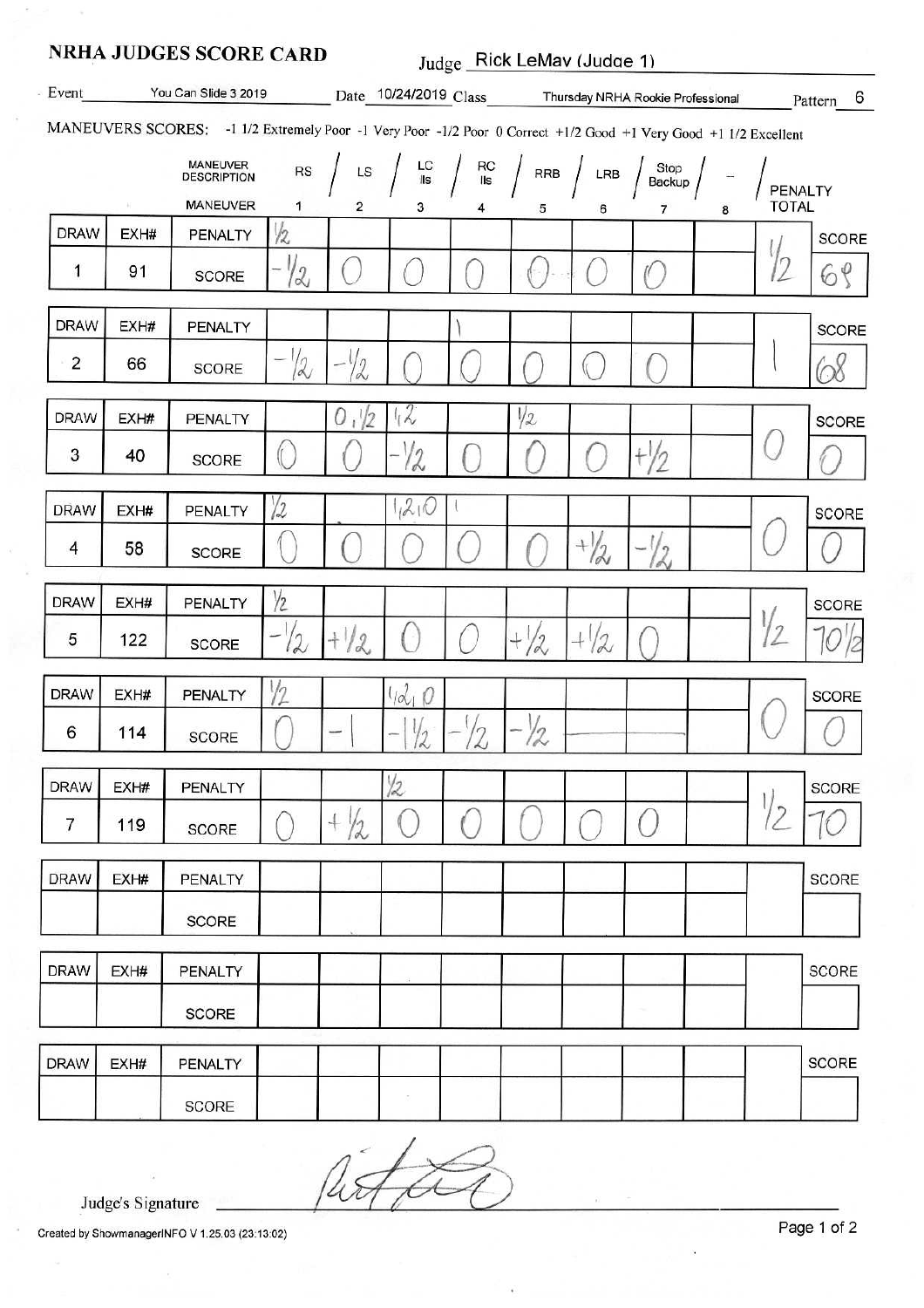# NRHA JUDGES SCORE CARD

Judge Rick LeMay (Judge 1)

Event You Can Slide 3 2019 Date 10/24/2019 Class Thursday NRHA Rookie Professional Pattern 6

MANEUVERS SCORES: -1 1/2 Extremely Poor -1 Very Poor -1/2 Poor 0 Correct +1/2 Good +1 Very Good +1 1/2 Excellent

| DRAW | EXH# | MANEUVER DESCRIPTION | RS | LS | LC lls | RC lls | RRB | LRB | Stop Backup | – | PENALTY TOTAL | SCORE |
|---|---|---|---|---|---|---|---|---|---|---|---|---|
| | | MANEUVER | 1 | 2 | 3 | 4 | 5 | 6 | 7 | 8 | | |
| 1 | 91 | PENALTY | 1/2 | | | | | | | | 1/2 | |
| | | SCORE | -1/2 | 0 | 0 | 0 | 0 | 0 | 0 | | | 69 |
| 2 | 66 | PENALTY | | | | 1 | | | | | 1 | |
| | | SCORE | -1/2 | -1/2 | 0 | 0 | 0 | 0 | 0 | | | 68 |
| 3 | 40 | PENALTY | | 0, 1/2 | 1/2 | | 1/2 | | | | 0 | |
| | | SCORE | 0 | 0 | -1/2 | 0 | 0 | 0 | +1/2 | | | 0 |
| 4 | 58 | PENALTY | 1/2 | | 1/2, 0 | 1 | | | | | 0 | |
| | | SCORE | 0 | 0 | 0 | 0 | 0 | +1/2 | -1/2 | | | 0 |
| 5 | 122 | PENALTY | 1/2 | | | | | | | | 1/2 | |
| | | SCORE | -1/2 | +1/2 | 0 | 0 | +1/2 | +1/2 | 0 | | | 70 1/2 |
| 6 | 114 | PENALTY | 1/2 | | 1/2, 0 | | | | | | 0 | |
| | | SCORE | 0 | -1 | -1 1/2 | -1/2 | -1/2 | | | | | 0 |
| 7 | 119 | PENALTY | | | 1/2 | | | | | | 1/2 | |
| | | SCORE | 0 | +1/2 | 0 | 0 | 0 | 0 | 0 | | | 70 |
| | | PENALTY | | | | | | | | | | |
| | | SCORE | | | | | | | | | | |
| | | PENALTY | | | | | | | | | | |
| | | SCORE | | | | | | | | | | |
| | | PENALTY | | | | | | | | | | |
| | | SCORE | | | | | | | | | | |

Judge's Signature

Created by ShowmanagerINFO V 1.25.03 (23:13:02)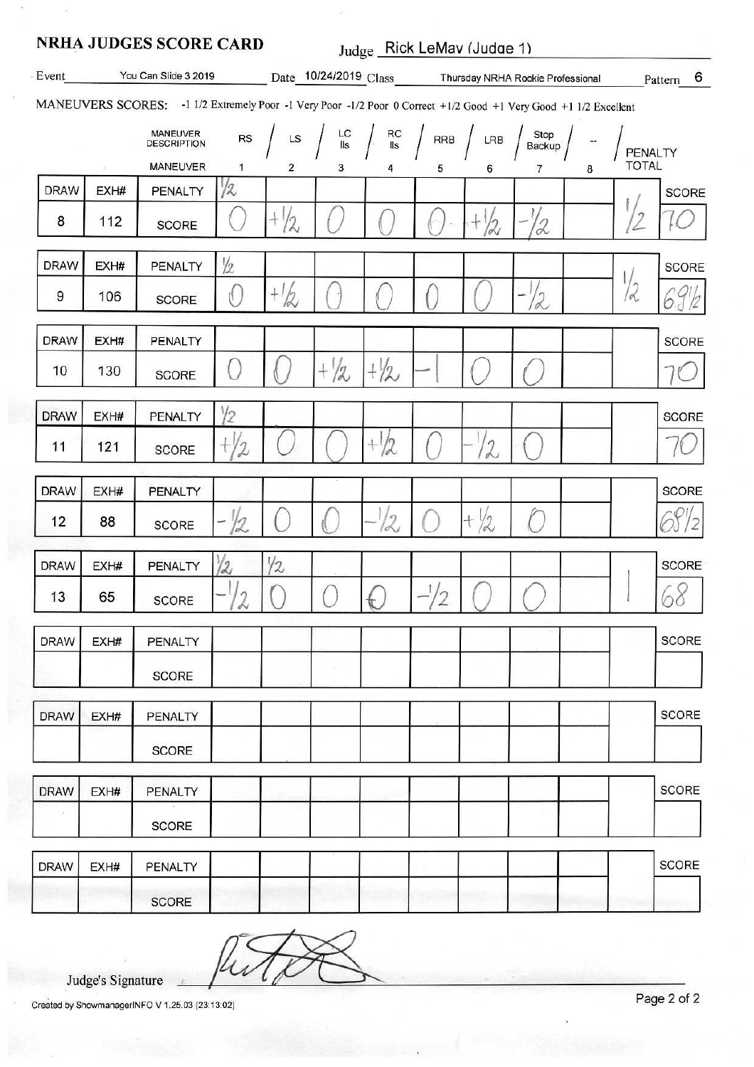# NRHA JUDGES SCORE CARD

Judge Rick LeMay (Judge 1)

Event You Can Slide 3 2019 Date 10/24/2019 Class Thursday NRHA Rockie Professional Pattern 6

MANEUVERS SCORES: -1 1/2 Extremely Poor -1 Very Poor -1/2 Poor 0 Correct +1/2 Good +1 Very Good +1 1/2 Excellent

| | | MANEUVER DESCRIPTION | RS | LS | LC lls | RC lls | RRB | LRB | Stop Backup | -- | PENALTY TOTAL | |
|---|---|---|---|---|---|---|---|---|---|---|---|---|
| | | MANEUVER | 1 | 2 | 3 | 4 | 5 | 6 | 7 | 8 | | |
| DRAW | EXH# | PENALTY | 1/2 | | | | | | | | | SCORE |
| 8 | 112 | SCORE | 0 | +1/2 | 0 | 0 | 0 | +1/2 | -1/2 | | 1/2 | 70 |
| DRAW | EXH# | PENALTY | 1/2 | | | | | | | | | SCORE |
| 9 | 106 | SCORE | 0 | +1/2 | 0 | 0 | 0 | 0 | -1/2 | | 1/2 | 69 1/2 |
| DRAW | EXH# | PENALTY | | | | | | | | | | SCORE |
| 10 | 130 | SCORE | 0 | 0 | +1/2 | +1/2 | -1 | 0 | 0 | | | 70 |
| DRAW | EXH# | PENALTY | 1/2 | | | | | | | | | SCORE |
| 11 | 121 | SCORE | +1/2 | 0 | 0 | +1/2 | 0 | -1/2 | 0 | | | 70 |
| DRAW | EXH# | PENALTY | | | | | | | | | | SCORE |
| 12 | 88 | SCORE | -1/2 | 0 | 0 | -1/2 | 0 | +1/2 | 0 | | | 68 1/2 |
| DRAW | EXH# | PENALTY | 1/2 | 1/2 | | | | | | | | SCORE |
| 13 | 65 | SCORE | -1/2 | 0 | 0 | 0 | -1/2 | 0 | 0 | | 1 | 68 |
| DRAW | EXH# | PENALTY | | | | | | | | | | SCORE |
| | | SCORE | | | | | | | | | | |
| DRAW | EXH# | PENALTY | | | | | | | | | | SCORE |
| | | SCORE | | | | | | | | | | |
| DRAW | EXH# | PENALTY | | | | | | | | | | SCORE |
| | | SCORE | | | | | | | | | | |
| DRAW | EXH# | PENALTY | | | | | | | | | | SCORE |
| | | SCORE | | | | | | | | | | |

Judge's Signature

Created by ShowmanagerINFO V 1.25.03 (23:13:02)